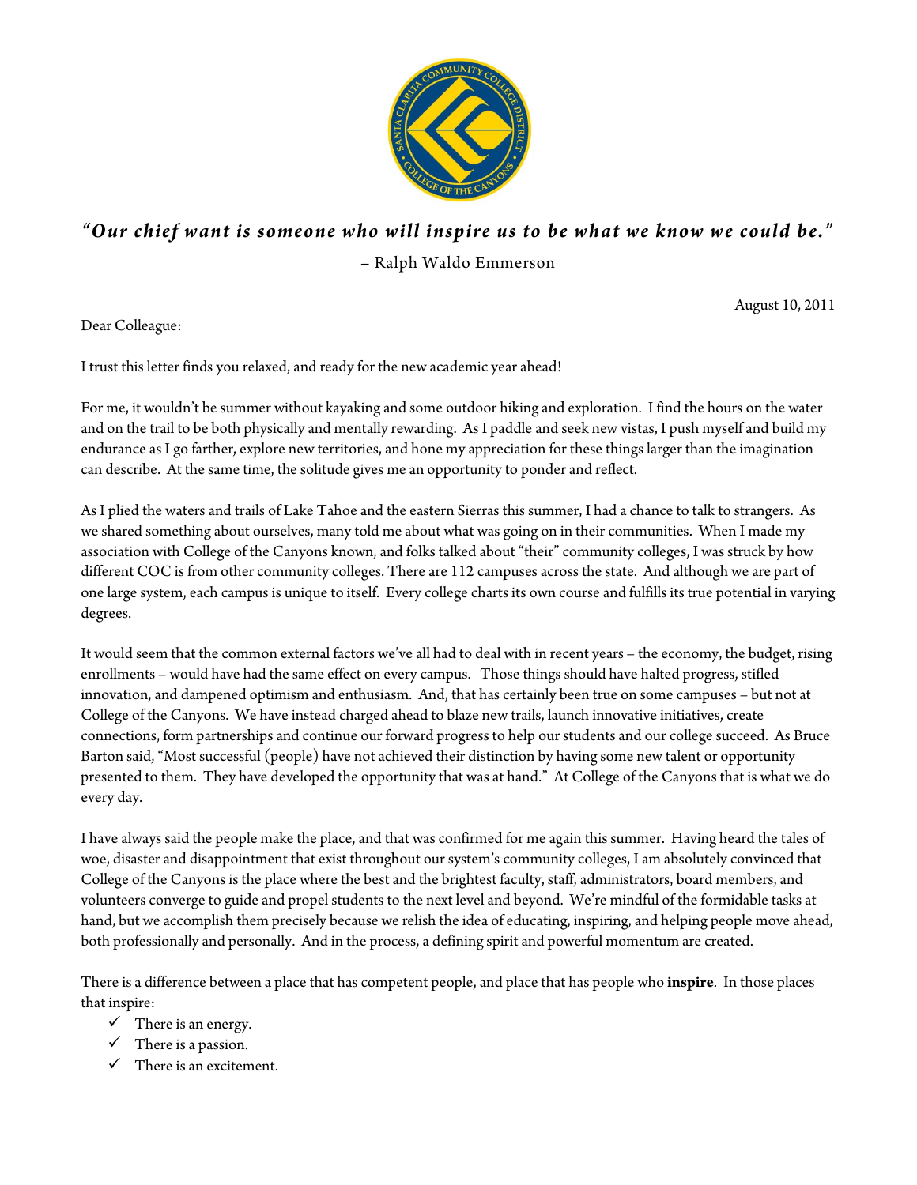*"Our chief want is someone who will inspire us to be what we know we could be."*

– Ralph Waldo Emmerson

August 10, 2011

Dear Colleague:

I trust this letter finds you relaxed, and ready for the new academic year ahead!

For me, it wouldn't be summer without kayaking and some outdoor hiking and exploration. I find the hours on the water and on the trail to be both physically and mentally rewarding. As I paddle and seek new vistas, I push myself and build my endurance as I go farther, explore new territories, and hone my appreciation for these things larger than the imagination can describe. At the same time, the solitude gives me an opportunity to ponder and reflect.

As I plied the waters and trails of Lake Tahoe and the eastern Sierras this summer, I had a chance to talk to strangers. As we shared something about ourselves, many told me about what was going on in their communities. When I made my association with College of the Canyons known, and folks talked about "their" community colleges, I was struck by how different COC is from other community colleges. There are 112 campuses across the state. And although we are part of one large system, each campus is unique to itself. Every college charts its own course and fulfills its true potential in varying degrees.

It would seem that the common external factors we've all had to deal with in recent years – the economy, the budget, rising enrollments – would have had the same effect on every campus. Those things should have halted progress, stifled innovation, and dampened optimism and enthusiasm. And, that has certainly been true on some campuses – but not at College of the Canyons. We have instead charged ahead to blaze new trails, launch innovative initiatives, create connections, form partnerships and continue our forward progress to help our students and our college succeed. As Bruce Barton said, "Most successful (people) have not achieved their distinction by having some new talent or opportunity presented to them. They have developed the opportunity that was at hand." At College of the Canyons that is what we do every day.

I have always said the people make the place, and that was confirmed for me again this summer. Having heard the tales of woe, disaster and disappointment that exist throughout our system's community colleges, I am absolutely convinced that College of the Canyons is the place where the best and the brightest faculty, staff, administrators, board members, and volunteers converge to guide and propel students to the next level and beyond. We're mindful of the formidable tasks at hand, but we accomplish them precisely because we relish the idea of educating, inspiring, and helping people move ahead, both professionally and personally. And in the process, a defining spirit and powerful momentum are created.

There is a difference between a place that has competent people, and place that has people who **inspire**. In those places that inspire:

- ✓ There is an energy.
- ✓ There is a passion.
- ✓ There is an excitement.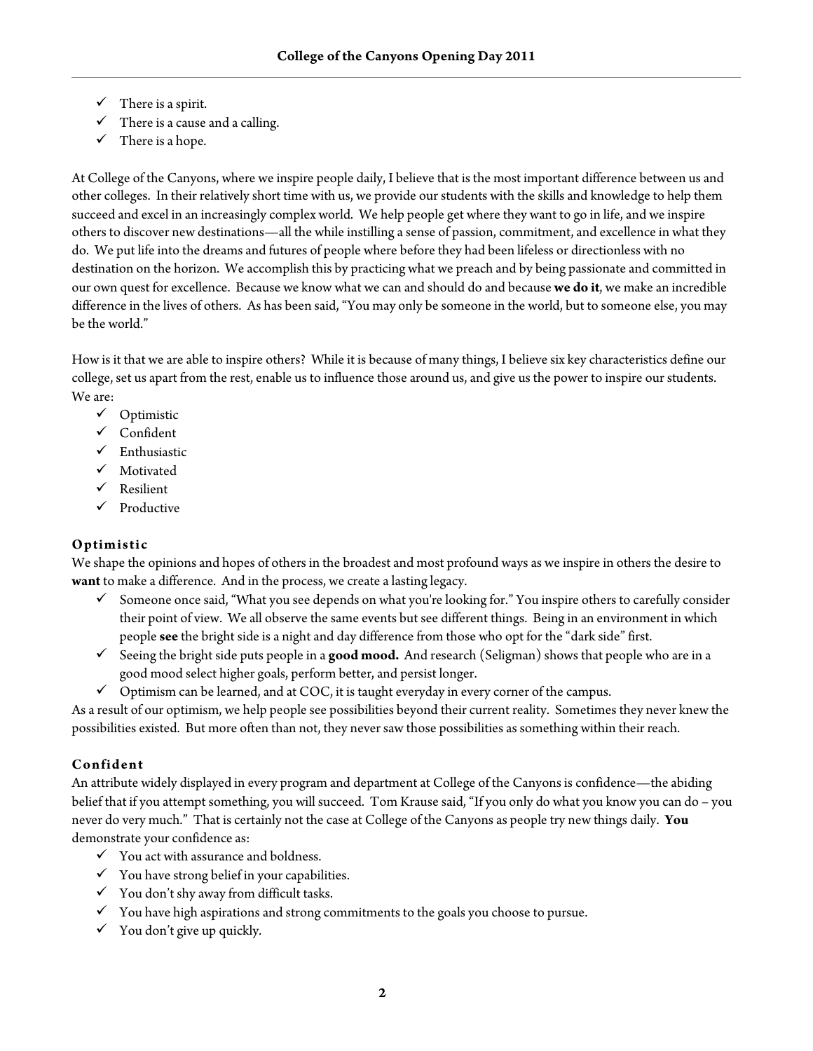- ✓ There is a spirit.
- ✓ There is a cause and a calling.
- ✓ There is a hope.

At College of the Canyons, where we inspire people daily, I believe that is the most important difference between us and other colleges. In their relatively short time with us, we provide our students with the skills and knowledge to help them succeed and excel in an increasingly complex world. We help people get where they want to go in life, and we inspire others to discover new destinations—all the while instilling a sense of passion, commitment, and excellence in what they do. We put life into the dreams and futures of people where before they had been lifeless or directionless with no destination on the horizon. We accomplish this by practicing what we preach and by being passionate and committed in our own quest for excellence. Because we know what we can and should do and because **we do it**, we make an incredible difference in the lives of others. As has been said, "You may only be someone in the world, but to someone else, you may be the world."

How is it that we are able to inspire others? While it is because of many things, I believe six key characteristics define our college, set us apart from the rest, enable us to influence those around us, and give us the power to inspire our students. We are:

- ✓ Optimistic
- ✓ Confident
- ✓ Enthusiastic
- ✓ Motivated
- ✓ Resilient
- ✓ Productive

### Optimistic

We shape the opinions and hopes of others in the broadest and most profound ways as we inspire in others the desire to **want** to make a difference. And in the process, we create a lasting legacy.

- ✓ Someone once said, "What you see depends on what you're looking for." You inspire others to carefully consider their point of view. We all observe the same events but see different things. Being in an environment in which people **see** the bright side is a night and day difference from those who opt for the "dark side" first.
- ✓ Seeing the bright side puts people in a **good mood.** And research (Seligman) shows that people who are in a good mood select higher goals, perform better, and persist longer.
- ✓ Optimism can be learned, and at COC, it is taught everyday in every corner of the campus.

As a result of our optimism, we help people see possibilities beyond their current reality. Sometimes they never knew the possibilities existed. But more often than not, they never saw those possibilities as something within their reach.

### Confident

An attribute widely displayed in every program and department at College of the Canyons is confidence—the abiding belief that if you attempt something, you will succeed. Tom Krause said, "If you only do what you know you can do – you never do very much." That is certainly not the case at College of the Canyons as people try new things daily. **You** demonstrate your confidence as:

- ✓ You act with assurance and boldness.
- ✓ You have strong belief in your capabilities.
- ✓ You don't shy away from difficult tasks.
- ✓ You have high aspirations and strong commitments to the goals you choose to pursue.
- ✓ You don't give up quickly.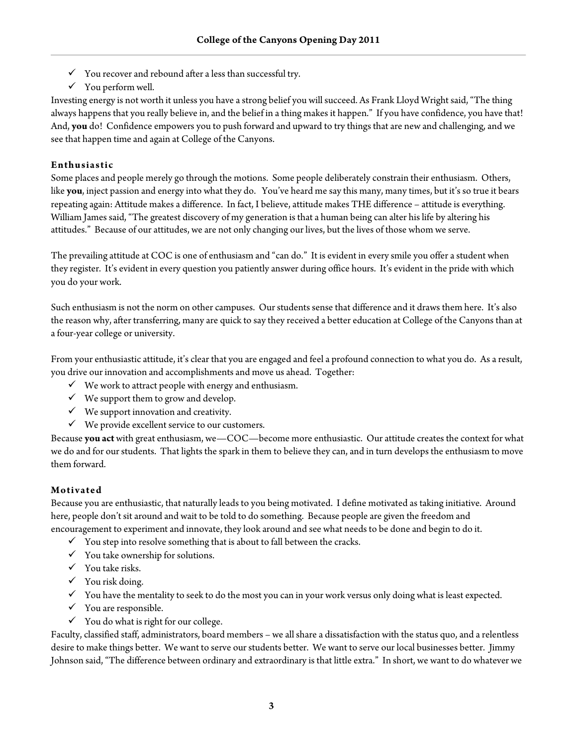- ✓ You recover and rebound after a less than successful try.
- ✓ You perform well.

Investing energy is not worth it unless you have a strong belief you will succeed. As Frank Lloyd Wright said, "The thing always happens that you really believe in, and the belief in a thing makes it happen." If you have confidence, you have that! And, **you** do! Confidence empowers you to push forward and upward to try things that are new and challenging, and we see that happen time and again at College of the Canyons.

### Enthusiastic

Some places and people merely go through the motions. Some people deliberately constrain their enthusiasm. Others, like **you**, inject passion and energy into what they do. You've heard me say this many, many times, but it's so true it bears repeating again: Attitude makes a difference. In fact, I believe, attitude makes THE difference – attitude is everything. William James said, "The greatest discovery of my generation is that a human being can alter his life by altering his attitudes." Because of our attitudes, we are not only changing our lives, but the lives of those whom we serve.

The prevailing attitude at COC is one of enthusiasm and "can do." It is evident in every smile you offer a student when they register. It's evident in every question you patiently answer during office hours. It's evident in the pride with which you do your work.

Such enthusiasm is not the norm on other campuses. Our students sense that difference and it draws them here. It's also the reason why, after transferring, many are quick to say they received a better education at College of the Canyons than at a four-year college or university.

From your enthusiastic attitude, it's clear that you are engaged and feel a profound connection to what you do. As a result, you drive our innovation and accomplishments and move us ahead. Together:

- ✓ We work to attract people with energy and enthusiasm.
- ✓ We support them to grow and develop.
- ✓ We support innovation and creativity.
- ✓ We provide excellent service to our customers.

Because **you act** with great enthusiasm, we—COC—become more enthusiastic. Our attitude creates the context for what we do and for our students. That lights the spark in them to believe they can, and in turn develops the enthusiasm to move them forward.

### Motivated

Because you are enthusiastic, that naturally leads to you being motivated. I define motivated as taking initiative. Around here, people don't sit around and wait to be told to do something. Because people are given the freedom and encouragement to experiment and innovate, they look around and see what needs to be done and begin to do it.

- ✓ You step into resolve something that is about to fall between the cracks.
- ✓ You take ownership for solutions.
- ✓ You take risks.
- ✓ You risk doing.
- ✓ You have the mentality to seek to do the most you can in your work versus only doing what is least expected.
- ✓ You are responsible.
- ✓ You do what is right for our college.

Faculty, classified staff, administrators, board members – we all share a dissatisfaction with the status quo, and a relentless desire to make things better. We want to serve our students better. We want to serve our local businesses better. Jimmy Johnson said, "The difference between ordinary and extraordinary is that little extra." In short, we want to do whatever we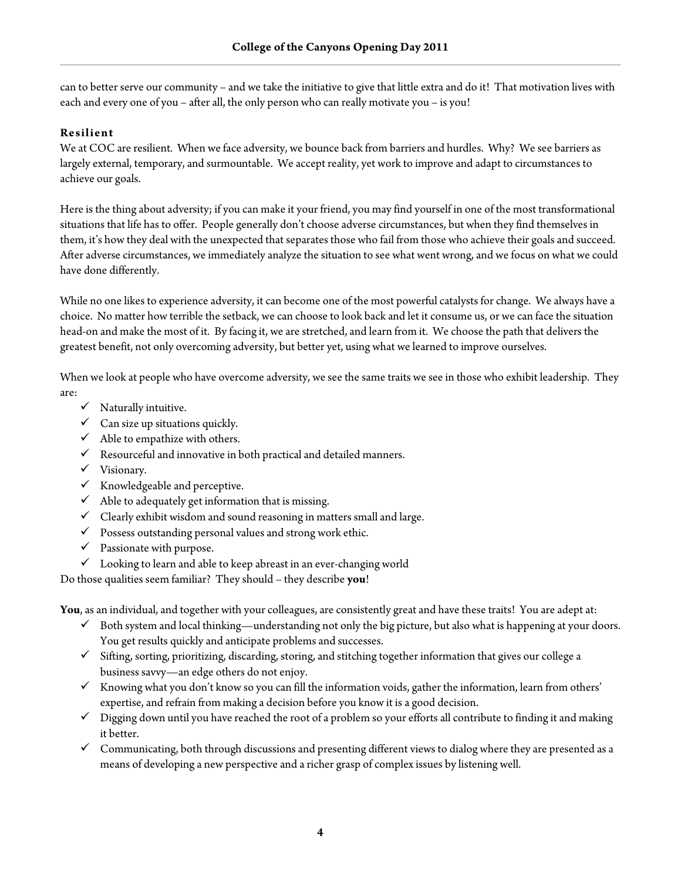can to better serve our community – and we take the initiative to give that little extra and do it! That motivation lives with each and every one of you – after all, the only person who can really motivate you – is you!

### Resilient

We at COC are resilient. When we face adversity, we bounce back from barriers and hurdles. Why? We see barriers as largely external, temporary, and surmountable. We accept reality, yet work to improve and adapt to circumstances to achieve our goals.

Here is the thing about adversity; if you can make it your friend, you may find yourself in one of the most transformational situations that life has to offer. People generally don't choose adverse circumstances, but when they find themselves in them, it's how they deal with the unexpected that separates those who fail from those who achieve their goals and succeed. After adverse circumstances, we immediately analyze the situation to see what went wrong, and we focus on what we could have done differently.

While no one likes to experience adversity, it can become one of the most powerful catalysts for change. We always have a choice. No matter how terrible the setback, we can choose to look back and let it consume us, or we can face the situation head-on and make the most of it. By facing it, we are stretched, and learn from it. We choose the path that delivers the greatest benefit, not only overcoming adversity, but better yet, using what we learned to improve ourselves.

When we look at people who have overcome adversity, we see the same traits we see in those who exhibit leadership. They are:

- ✓ Naturally intuitive.
- ✓ Can size up situations quickly.
- ✓ Able to empathize with others.
- ✓ Resourceful and innovative in both practical and detailed manners.
- ✓ Visionary.
- ✓ Knowledgeable and perceptive.
- ✓ Able to adequately get information that is missing.
- ✓ Clearly exhibit wisdom and sound reasoning in matters small and large.
- ✓ Possess outstanding personal values and strong work ethic.
- ✓ Passionate with purpose.
- ✓ Looking to learn and able to keep abreast in an ever-changing world

Do those qualities seem familiar? They should – they describe **you**!

**You**, as an individual, and together with your colleagues, are consistently great and have these traits! You are adept at:

- ✓ Both system and local thinking—understanding not only the big picture, but also what is happening at your doors. You get results quickly and anticipate problems and successes.
- ✓ Sifting, sorting, prioritizing, discarding, storing, and stitching together information that gives our college a business savvy—an edge others do not enjoy.
- ✓ Knowing what you don't know so you can fill the information voids, gather the information, learn from others' expertise, and refrain from making a decision before you know it is a good decision.
- ✓ Digging down until you have reached the root of a problem so your efforts all contribute to finding it and making it better.
- ✓ Communicating, both through discussions and presenting different views to dialog where they are presented as a means of developing a new perspective and a richer grasp of complex issues by listening well.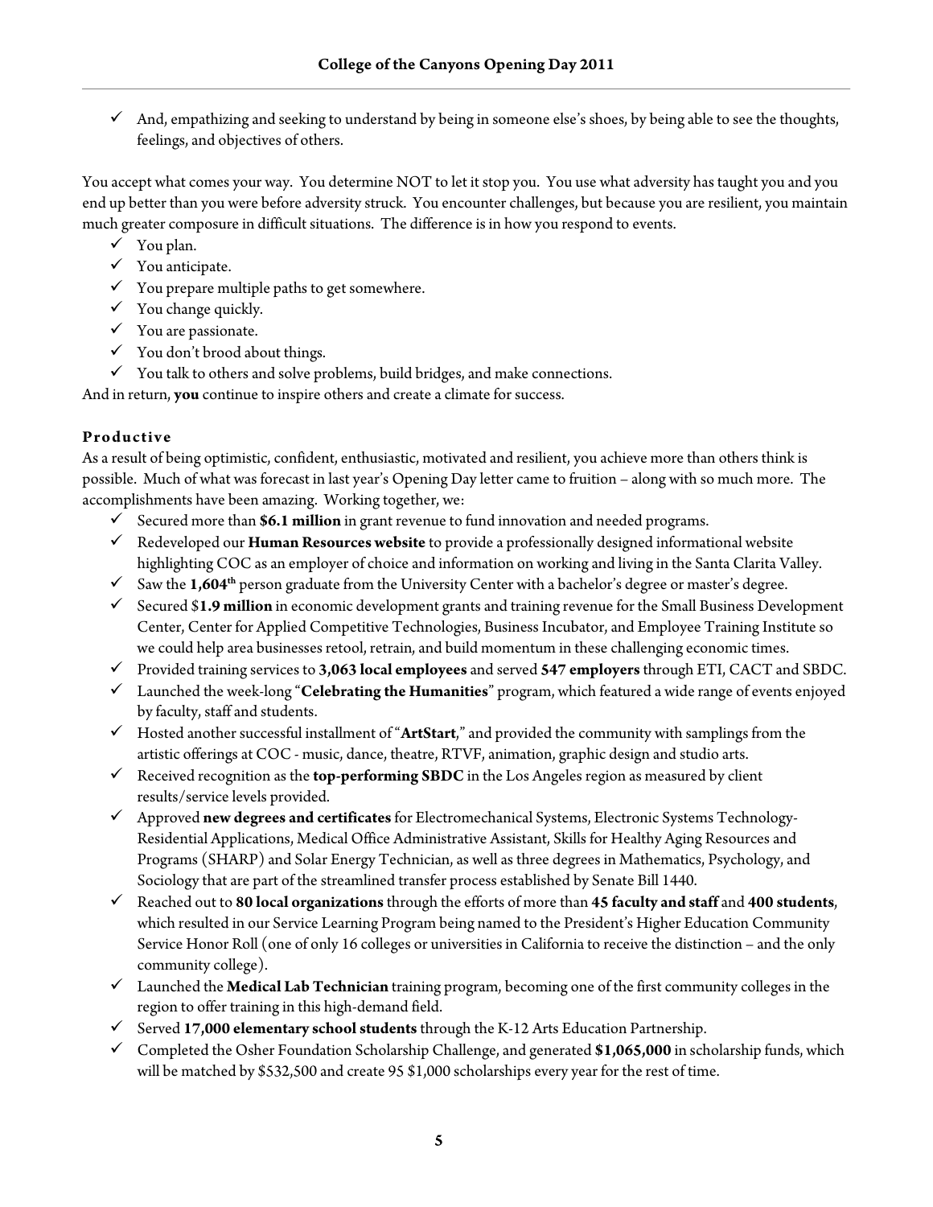- ✓ And, empathizing and seeking to understand by being in someone else's shoes, by being able to see the thoughts, feelings, and objectives of others.

You accept what comes your way. You determine NOT to let it stop you. You use what adversity has taught you and you end up better than you were before adversity struck. You encounter challenges, but because you are resilient, you maintain much greater composure in difficult situations. The difference is in how you respond to events.

- ✓ You plan.
- ✓ You anticipate.
- ✓ You prepare multiple paths to get somewhere.
- ✓ You change quickly.
- ✓ You are passionate.
- ✓ You don't brood about things.
- ✓ You talk to others and solve problems, build bridges, and make connections.

And in return, **you** continue to inspire others and create a climate for success.

### Productive

As a result of being optimistic, confident, enthusiastic, motivated and resilient, you achieve more than others think is possible. Much of what was forecast in last year's Opening Day letter came to fruition – along with so much more. The accomplishments have been amazing. Working together, we:

- ✓ Secured more than **$6.1 million** in grant revenue to fund innovation and needed programs.
- ✓ Redeveloped our **Human Resources website** to provide a professionally designed informational website highlighting COC as an employer of choice and information on working and living in the Santa Clarita Valley.
- ✓ Saw the **1,604th** person graduate from the University Center with a bachelor's degree or master's degree.
- ✓ Secured $**1.9 million** in economic development grants and training revenue for the Small Business Development Center, Center for Applied Competitive Technologies, Business Incubator, and Employee Training Institute so we could help area businesses retool, retrain, and build momentum in these challenging economic times.
- ✓ Provided training services to **3,063 local employees** and served **547 employers** through ETI, CACT and SBDC.
- ✓ Launched the week-long "**Celebrating the Humanities**" program, which featured a wide range of events enjoyed by faculty, staff and students.
- ✓ Hosted another successful installment of "**ArtStart**," and provided the community with samplings from the artistic offerings at COC - music, dance, theatre, RTVF, animation, graphic design and studio arts.
- ✓ Received recognition as the **top-performing SBDC** in the Los Angeles region as measured by client results/service levels provided.
- ✓ Approved **new degrees and certificates** for Electromechanical Systems, Electronic Systems Technology-Residential Applications, Medical Office Administrative Assistant, Skills for Healthy Aging Resources and Programs (SHARP) and Solar Energy Technician, as well as three degrees in Mathematics, Psychology, and Sociology that are part of the streamlined transfer process established by Senate Bill 1440.
- ✓ Reached out to **80 local organizations** through the efforts of more than **45 faculty and staff** and **400 students**, which resulted in our Service Learning Program being named to the President's Higher Education Community Service Honor Roll (one of only 16 colleges or universities in California to receive the distinction – and the only community college).
- ✓ Launched the **Medical Lab Technician** training program, becoming one of the first community colleges in the region to offer training in this high-demand field.
- ✓ Served **17,000 elementary school students** through the K-12 Arts Education Partnership.
- ✓ Completed the Osher Foundation Scholarship Challenge, and generated **$1,065,000** in scholarship funds, which will be matched by $532,500 and create 95 $1,000 scholarships every year for the rest of time.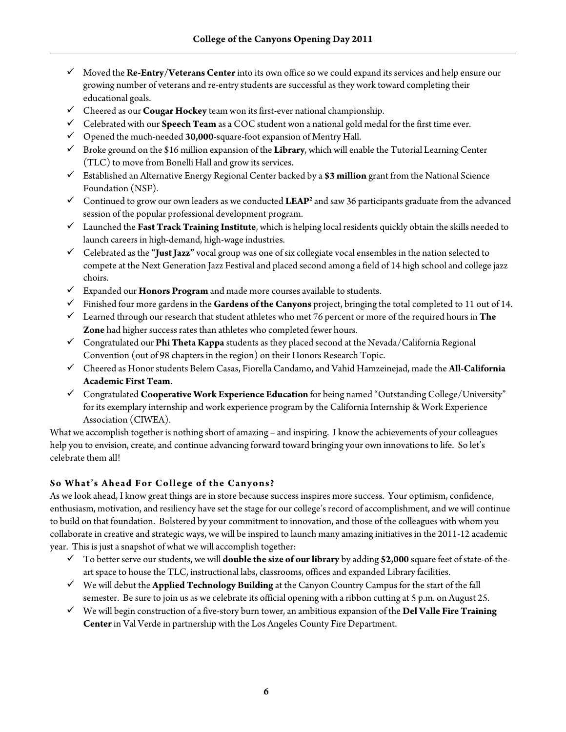- ✓ Moved the **Re-Entry/Veterans Center** into its own office so we could expand its services and help ensure our growing number of veterans and re-entry students are successful as they work toward completing their educational goals.
- ✓ Cheered as our **Cougar Hockey** team won its first-ever national championship.
- ✓ Celebrated with our **Speech Team** as a COC student won a national gold medal for the first time ever.
- ✓ Opened the much-needed **30,000**-square-foot expansion of Mentry Hall.
- ✓ Broke ground on the $16 million expansion of the **Library**, which will enable the Tutorial Learning Center (TLC) to move from Bonelli Hall and grow its services.
- ✓ Established an Alternative Energy Regional Center backed by a **$3 million** grant from the National Science Foundation (NSF).
- ✓ Continued to grow our own leaders as we conducted **LEAP²** and saw 36 participants graduate from the advanced session of the popular professional development program.
- ✓ Launched the **Fast Track Training Institute**, which is helping local residents quickly obtain the skills needed to launch careers in high-demand, high-wage industries.
- ✓ Celebrated as the **"Just Jazz"** vocal group was one of six collegiate vocal ensembles in the nation selected to compete at the Next Generation Jazz Festival and placed second among a field of 14 high school and college jazz choirs.
- ✓ Expanded our **Honors Program** and made more courses available to students.
- ✓ Finished four more gardens in the **Gardens of the Canyons** project, bringing the total completed to 11 out of 14.
- ✓ Learned through our research that student athletes who met 76 percent or more of the required hours in **The Zone** had higher success rates than athletes who completed fewer hours.
- ✓ Congratulated our **Phi Theta Kappa** students as they placed second at the Nevada/California Regional Convention (out of 98 chapters in the region) on their Honors Research Topic.
- ✓ Cheered as Honor students Belem Casas, Fiorella Candamo, and Vahid Hamzeinejad, made the **All-California Academic First Team**.
- ✓ Congratulated **Cooperative Work Experience Education** for being named "Outstanding College/University" for its exemplary internship and work experience program by the California Internship & Work Experience Association (CIWEA).

What we accomplish together is nothing short of amazing – and inspiring. I know the achievements of your colleagues help you to envision, create, and continue advancing forward toward bringing your own innovations to life. So let's celebrate them all!

### So What's Ahead For College of the Canyons?

As we look ahead, I know great things are in store because success inspires more success. Your optimism, confidence, enthusiasm, motivation, and resiliency have set the stage for our college's record of accomplishment, and we will continue to build on that foundation. Bolstered by your commitment to innovation, and those of the colleagues with whom you collaborate in creative and strategic ways, we will be inspired to launch many amazing initiatives in the 2011-12 academic year. This is just a snapshot of what we will accomplish together:

- ✓ To better serve our students, we will **double the size of our library** by adding **52,000** square feet of state-of-the-art space to house the TLC, instructional labs, classrooms, offices and expanded Library facilities.
- ✓ We will debut the **Applied Technology Building** at the Canyon Country Campus for the start of the fall semester. Be sure to join us as we celebrate its official opening with a ribbon cutting at 5 p.m. on August 25.
- ✓ We will begin construction of a five-story burn tower, an ambitious expansion of the **Del Valle Fire Training Center** in Val Verde in partnership with the Los Angeles County Fire Department.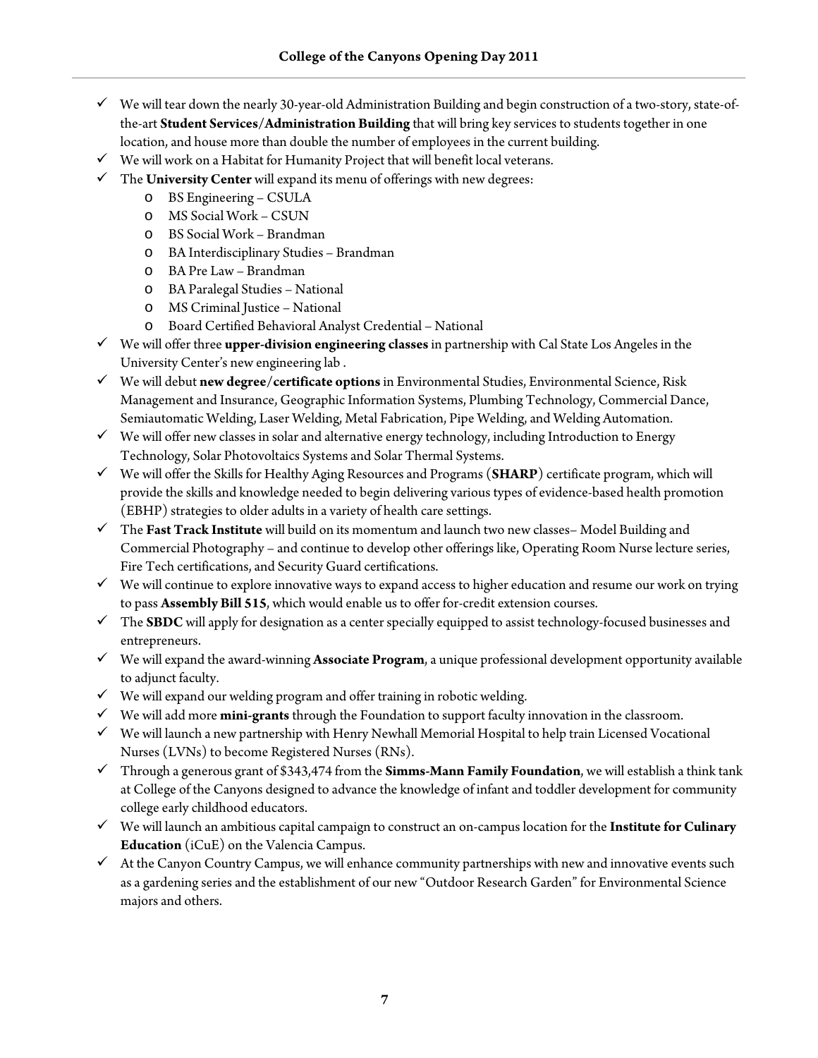- ✓ We will tear down the nearly 30-year-old Administration Building and begin construction of a two-story, state-of-the-art **Student Services/Administration Building** that will bring key services to students together in one location, and house more than double the number of employees in the current building.
- ✓ We will work on a Habitat for Humanity Project that will benefit local veterans.
- ✓ The **University Center** will expand its menu of offerings with new degrees:
  - BS Engineering – CSULA
  - MS Social Work – CSUN
  - BS Social Work – Brandman
  - BA Interdisciplinary Studies – Brandman
  - BA Pre Law – Brandman
  - BA Paralegal Studies – National
  - MS Criminal Justice – National
  - Board Certified Behavioral Analyst Credential – National
- ✓ We will offer three **upper-division engineering classes** in partnership with Cal State Los Angeles in the University Center's new engineering lab .
- ✓ We will debut **new degree/certificate options** in Environmental Studies, Environmental Science, Risk Management and Insurance, Geographic Information Systems, Plumbing Technology, Commercial Dance, Semiautomatic Welding, Laser Welding, Metal Fabrication, Pipe Welding, and Welding Automation.
- ✓ We will offer new classes in solar and alternative energy technology, including Introduction to Energy Technology, Solar Photovoltaics Systems and Solar Thermal Systems.
- ✓ We will offer the Skills for Healthy Aging Resources and Programs (**SHARP**) certificate program, which will provide the skills and knowledge needed to begin delivering various types of evidence-based health promotion (EBHP) strategies to older adults in a variety of health care settings.
- ✓ The **Fast Track Institute** will build on its momentum and launch two new classes– Model Building and Commercial Photography – and continue to develop other offerings like, Operating Room Nurse lecture series, Fire Tech certifications, and Security Guard certifications.
- ✓ We will continue to explore innovative ways to expand access to higher education and resume our work on trying to pass **Assembly Bill 515**, which would enable us to offer for-credit extension courses.
- ✓ The **SBDC** will apply for designation as a center specially equipped to assist technology-focused businesses and entrepreneurs.
- ✓ We will expand the award-winning **Associate Program**, a unique professional development opportunity available to adjunct faculty.
- ✓ We will expand our welding program and offer training in robotic welding.
- ✓ We will add more **mini-grants** through the Foundation to support faculty innovation in the classroom.
- ✓ We will launch a new partnership with Henry Newhall Memorial Hospital to help train Licensed Vocational Nurses (LVNs) to become Registered Nurses (RNs).
- ✓ Through a generous grant of $343,474 from the **Simms-Mann Family Foundation**, we will establish a think tank at College of the Canyons designed to advance the knowledge of infant and toddler development for community college early childhood educators.
- ✓ We will launch an ambitious capital campaign to construct an on-campus location for the **Institute for Culinary Education** (iCuE) on the Valencia Campus.
- ✓ At the Canyon Country Campus, we will enhance community partnerships with new and innovative events such as a gardening series and the establishment of our new "Outdoor Research Garden" for Environmental Science majors and others.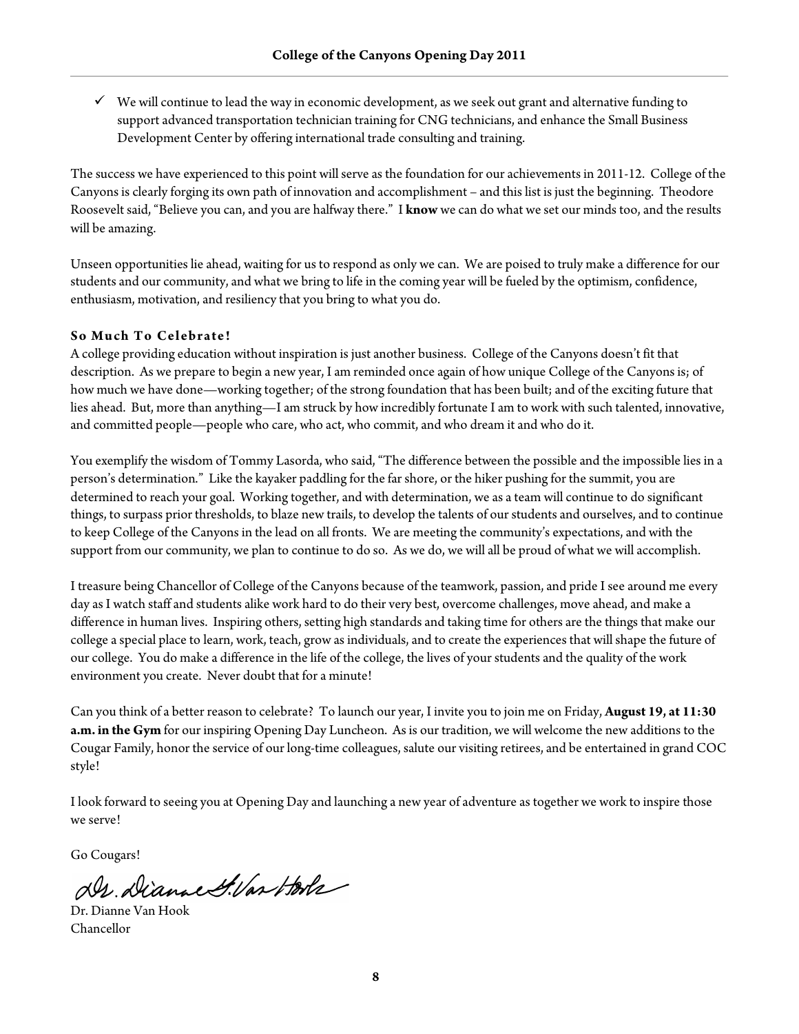- ✓ We will continue to lead the way in economic development, as we seek out grant and alternative funding to support advanced transportation technician training for CNG technicians, and enhance the Small Business Development Center by offering international trade consulting and training.

The success we have experienced to this point will serve as the foundation for our achievements in 2011-12. College of the Canyons is clearly forging its own path of innovation and accomplishment – and this list is just the beginning. Theodore Roosevelt said, "Believe you can, and you are halfway there." I **know** we can do what we set our minds too, and the results will be amazing.

Unseen opportunities lie ahead, waiting for us to respond as only we can. We are poised to truly make a difference for our students and our community, and what we bring to life in the coming year will be fueled by the optimism, confidence, enthusiasm, motivation, and resiliency that you bring to what you do.

**So Much To Celebrate!**

A college providing education without inspiration is just another business. College of the Canyons doesn't fit that description. As we prepare to begin a new year, I am reminded once again of how unique College of the Canyons is; of how much we have done—working together; of the strong foundation that has been built; and of the exciting future that lies ahead. But, more than anything—I am struck by how incredibly fortunate I am to work with such talented, innovative, and committed people—people who care, who act, who commit, and who dream it and who do it.

You exemplify the wisdom of Tommy Lasorda, who said, "The difference between the possible and the impossible lies in a person's determination." Like the kayaker paddling for the far shore, or the hiker pushing for the summit, you are determined to reach your goal. Working together, and with determination, we as a team will continue to do significant things, to surpass prior thresholds, to blaze new trails, to develop the talents of our students and ourselves, and to continue to keep College of the Canyons in the lead on all fronts. We are meeting the community's expectations, and with the support from our community, we plan to continue to do so. As we do, we will all be proud of what we will accomplish.

I treasure being Chancellor of College of the Canyons because of the teamwork, passion, and pride I see around me every day as I watch staff and students alike work hard to do their very best, overcome challenges, move ahead, and make a difference in human lives. Inspiring others, setting high standards and taking time for others are the things that make our college a special place to learn, work, teach, grow as individuals, and to create the experiences that will shape the future of our college. You do make a difference in the life of the college, the lives of your students and the quality of the work environment you create. Never doubt that for a minute!

Can you think of a better reason to celebrate? To launch our year, I invite you to join me on Friday, **August 19, at 11:30 a.m. in the Gym** for our inspiring Opening Day Luncheon. As is our tradition, we will welcome the new additions to the Cougar Family, honor the service of our long-time colleagues, salute our visiting retirees, and be entertained in grand COC style!

I look forward to seeing you at Opening Day and launching a new year of adventure as together we work to inspire those we serve!

Go Cougars!

Dr. Dianne G. Van Hook

Dr. Dianne Van Hook
Chancellor